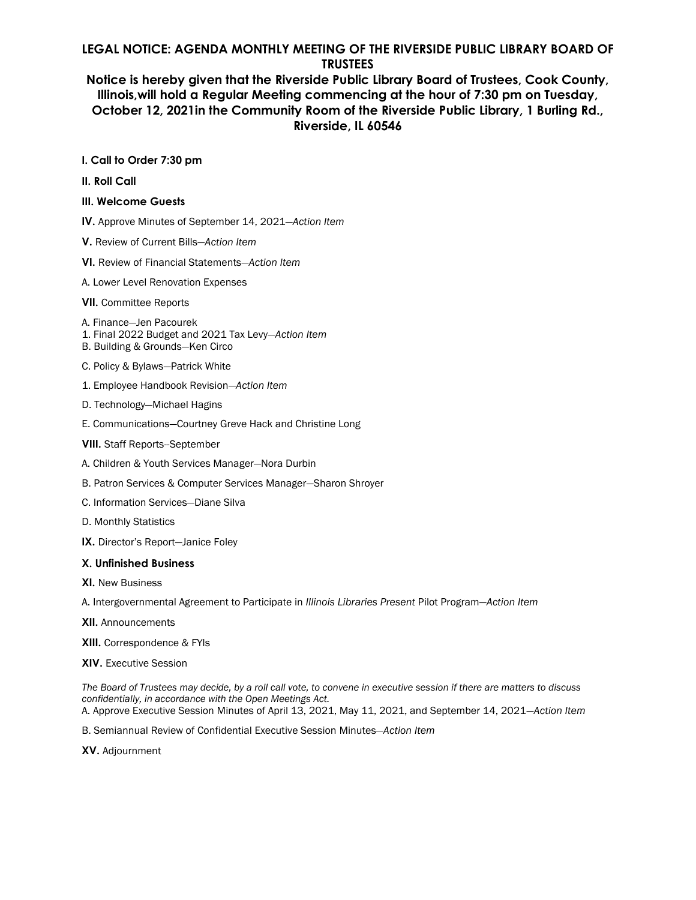# LEGAL NOTICE: AGENDA MONTHLY MEETING OF THE RIVERSIDE PUBLIC LIBRARY BOARD OF TRUSTEES

## Notice is hereby given that the Riverside Public Library Board of Trustees, Cook County, Illinois,will hold a Regular Meeting commencing at the hour of 7:30 pm on Tuesday, October 12, 2021in the Community Room of the Riverside Public Library, 1 Burling Rd., Riverside, IL 60546

**I. Call to Order 7:30 pm**

**II. Roll Call**

**III. Welcome Guests**

**IV.** Approve Minutes of September 14, 2021—*Action Item*

**V.** Review of Current Bills—*Action Item*

**VI.** Review of Financial Statements—*Action Item*

A. Lower Level Renovation Expenses

**VII.** Committee Reports

A. Finance—Jen Pacourek
1. Final 2022 Budget and 2021 Tax Levy—*Action Item*
B. Building & Grounds—Ken Circo

C. Policy & Bylaws—Patrick White

1. Employee Handbook Revision—*Action Item*

D. Technology—Michael Hagins

E. Communications—Courtney Greve Hack and Christine Long

**VIII.** Staff Reports–September

A. Children & Youth Services Manager—Nora Durbin

B. Patron Services & Computer Services Manager—Sharon Shroyer

C. Information Services—Diane Silva

D. Monthly Statistics

**IX.** Director's Report—Janice Foley

**X. Unfinished Business**

**XI.** New Business

A. Intergovernmental Agreement to Participate in *Illinois Libraries Present* Pilot Program—*Action Item*

**XII.** Announcements

**XIII.** Correspondence & FYIs

**XIV.** Executive Session

*The Board of Trustees may decide, by a roll call vote, to convene in executive session if there are matters to discuss confidentially, in accordance with the Open Meetings Act.*
A. Approve Executive Session Minutes of April 13, 2021, May 11, 2021, and September 14, 2021—*Action Item*

B. Semiannual Review of Confidential Executive Session Minutes—*Action Item*

**XV.** Adjournment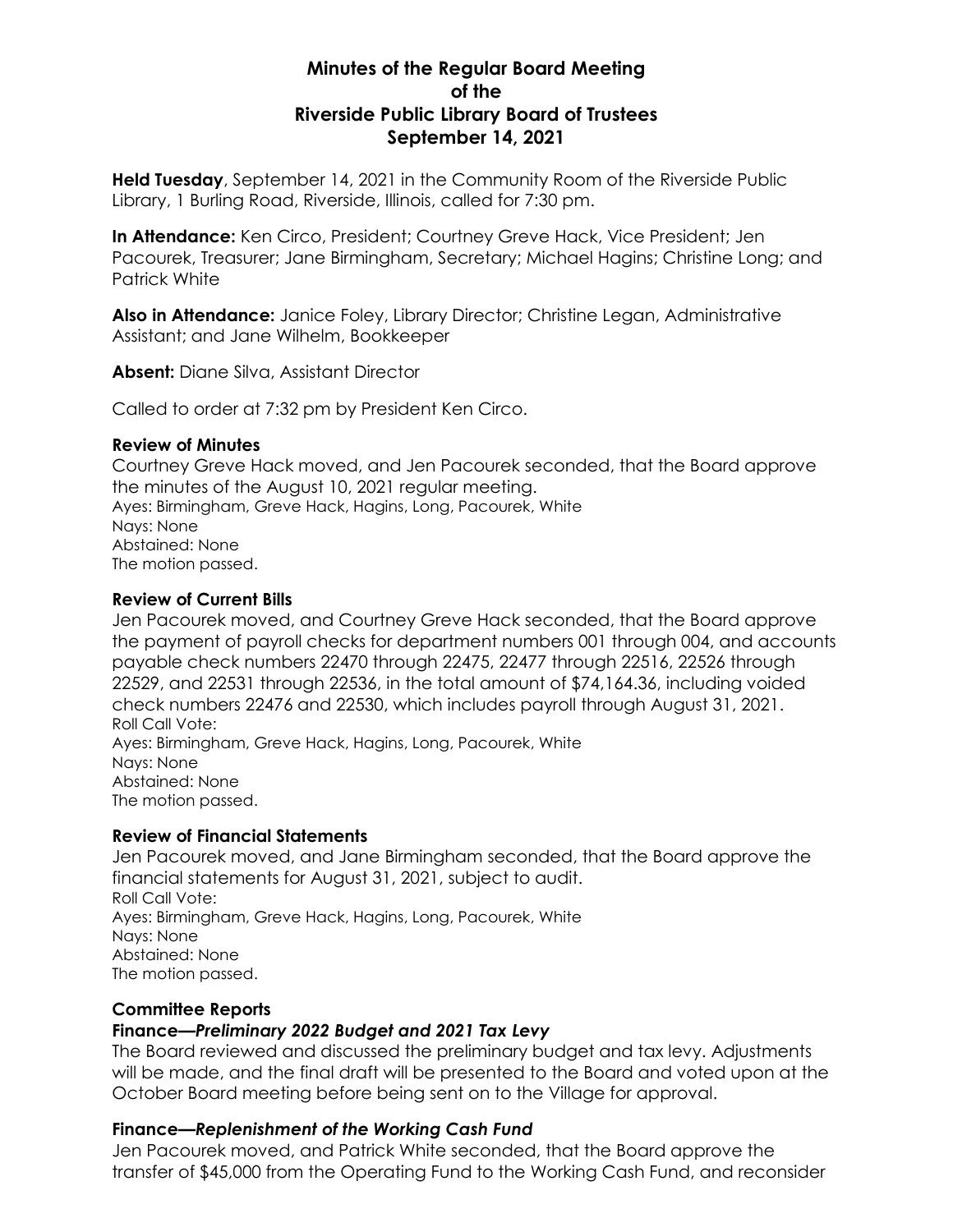# Minutes of the Regular Board Meeting of the Riverside Public Library Board of Trustees September 14, 2021

**Held Tuesday**, September 14, 2021 in the Community Room of the Riverside Public Library, 1 Burling Road, Riverside, Illinois, called for 7:30 pm.

**In Attendance:** Ken Circo, President; Courtney Greve Hack, Vice President; Jen Pacourek, Treasurer; Jane Birmingham, Secretary; Michael Hagins; Christine Long; and Patrick White

**Also in Attendance:** Janice Foley, Library Director; Christine Legan, Administrative Assistant; and Jane Wilhelm, Bookkeeper

**Absent:** Diane Silva, Assistant Director

Called to order at 7:32 pm by President Ken Circo.

### Review of Minutes

Courtney Greve Hack moved, and Jen Pacourek seconded, that the Board approve the minutes of the August 10, 2021 regular meeting.
Ayes: Birmingham, Greve Hack, Hagins, Long, Pacourek, White
Nays: None
Abstained: None
The motion passed.

### Review of Current Bills

Jen Pacourek moved, and Courtney Greve Hack seconded, that the Board approve the payment of payroll checks for department numbers 001 through 004, and accounts payable check numbers 22470 through 22475, 22477 through 22516, 22526 through 22529, and 22531 through 22536, in the total amount of $74,164.36, including voided check numbers 22476 and 22530, which includes payroll through August 31, 2021.
Roll Call Vote:
Ayes: Birmingham, Greve Hack, Hagins, Long, Pacourek, White
Nays: None
Abstained: None
The motion passed.

### Review of Financial Statements

Jen Pacourek moved, and Jane Birmingham seconded, that the Board approve the financial statements for August 31, 2021, subject to audit.
Roll Call Vote:
Ayes: Birmingham, Greve Hack, Hagins, Long, Pacourek, White
Nays: None
Abstained: None
The motion passed.

### Committee Reports

#### Finance—*Preliminary 2022 Budget and 2021 Tax Levy*

The Board reviewed and discussed the preliminary budget and tax levy. Adjustments will be made, and the final draft will be presented to the Board and voted upon at the October Board meeting before being sent on to the Village for approval.

#### Finance—*Replenishment of the Working Cash Fund*

Jen Pacourek moved, and Patrick White seconded, that the Board approve the transfer of $45,000 from the Operating Fund to the Working Cash Fund, and reconsider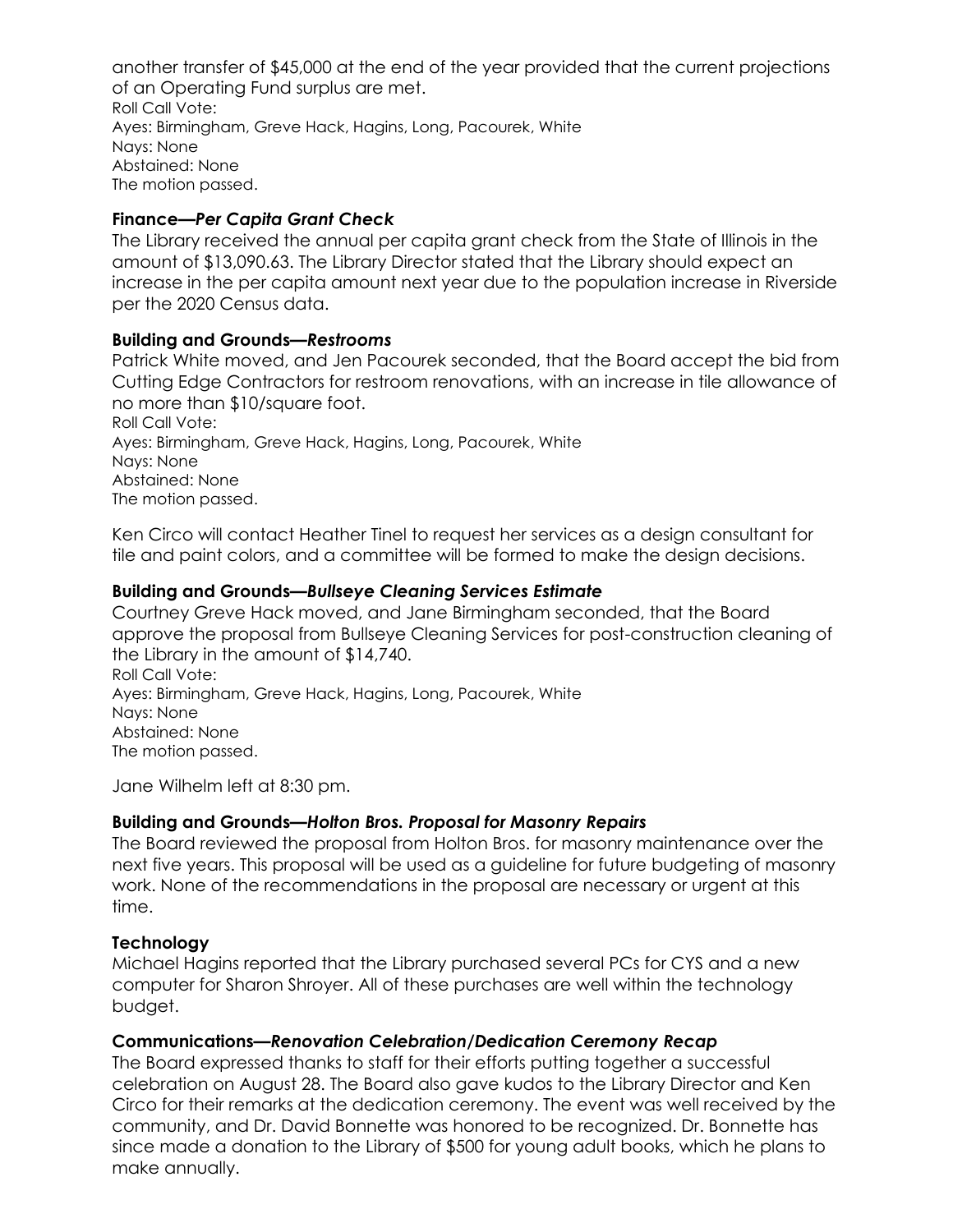another transfer of $45,000 at the end of the year provided that the current projections of an Operating Fund surplus are met.
Roll Call Vote:
Ayes: Birmingham, Greve Hack, Hagins, Long, Pacourek, White
Nays: None
Abstained: None
The motion passed.

### Finance—*Per Capita Grant Check*

The Library received the annual per capita grant check from the State of Illinois in the amount of $13,090.63. The Library Director stated that the Library should expect an increase in the per capita amount next year due to the population increase in Riverside per the 2020 Census data.

### Building and Grounds—*Restrooms*

Patrick White moved, and Jen Pacourek seconded, that the Board accept the bid from Cutting Edge Contractors for restroom renovations, with an increase in tile allowance of no more than $10/square foot.
Roll Call Vote:
Ayes: Birmingham, Greve Hack, Hagins, Long, Pacourek, White
Nays: None
Abstained: None
The motion passed.

Ken Circo will contact Heather Tinel to request her services as a design consultant for tile and paint colors, and a committee will be formed to make the design decisions.

### Building and Grounds—*Bullseye Cleaning Services Estimate*

Courtney Greve Hack moved, and Jane Birmingham seconded, that the Board approve the proposal from Bullseye Cleaning Services for post-construction cleaning of the Library in the amount of $14,740.
Roll Call Vote:
Ayes: Birmingham, Greve Hack, Hagins, Long, Pacourek, White
Nays: None
Abstained: None
The motion passed.

Jane Wilhelm left at 8:30 pm.

### Building and Grounds—*Holton Bros. Proposal for Masonry Repairs*

The Board reviewed the proposal from Holton Bros. for masonry maintenance over the next five years. This proposal will be used as a guideline for future budgeting of masonry work. None of the recommendations in the proposal are necessary or urgent at this time.

### Technology

Michael Hagins reported that the Library purchased several PCs for CYS and a new computer for Sharon Shroyer. All of these purchases are well within the technology budget.

### Communications—*Renovation Celebration/Dedication Ceremony Recap*

The Board expressed thanks to staff for their efforts putting together a successful celebration on August 28. The Board also gave kudos to the Library Director and Ken Circo for their remarks at the dedication ceremony. The event was well received by the community, and Dr. David Bonnette was honored to be recognized. Dr. Bonnette has since made a donation to the Library of $500 for young adult books, which he plans to make annually.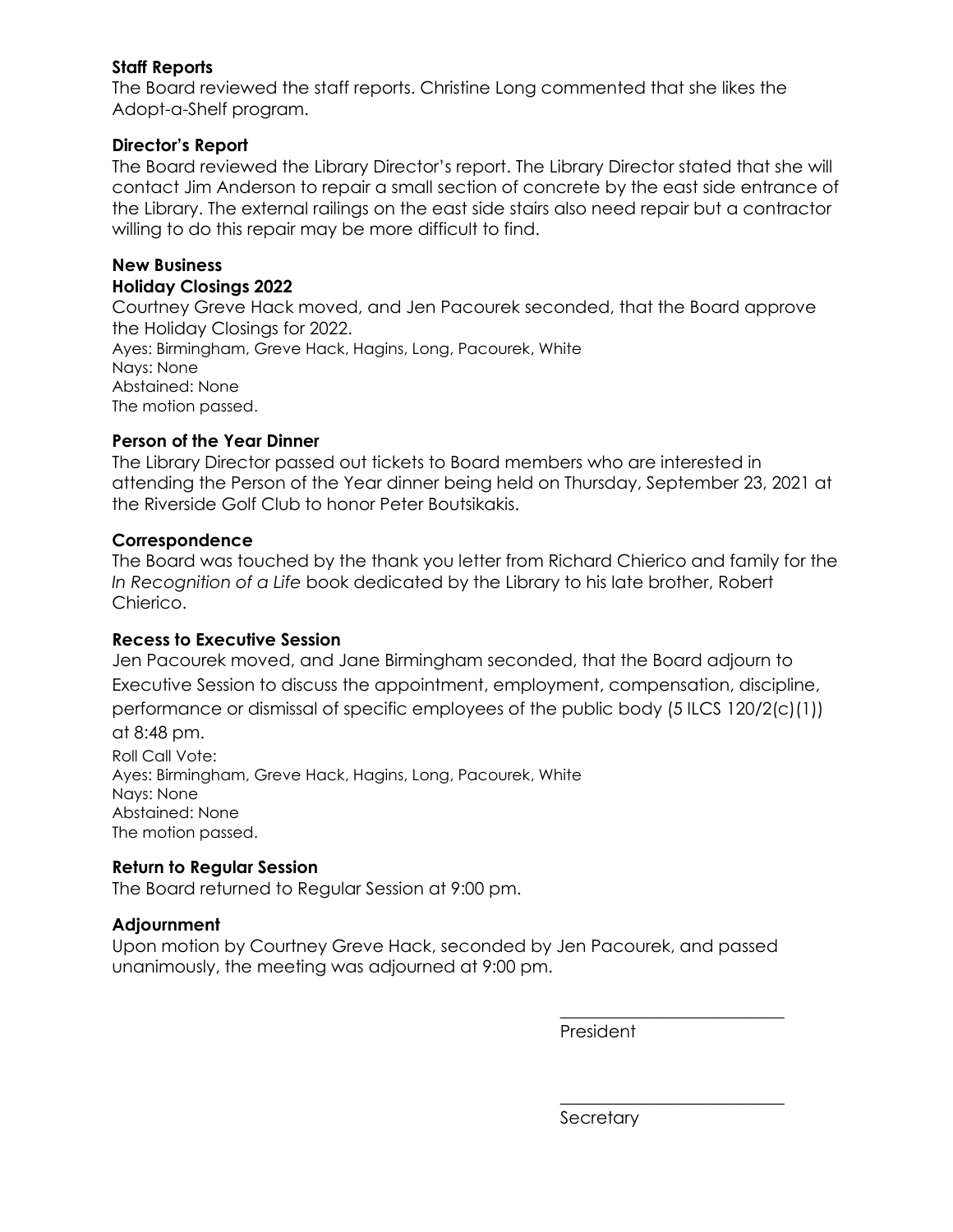**Staff Reports**

The Board reviewed the staff reports. Christine Long commented that she likes the Adopt-a-Shelf program.

**Director's Report**

The Board reviewed the Library Director's report. The Library Director stated that she will contact Jim Anderson to repair a small section of concrete by the east side entrance of the Library. The external railings on the east side stairs also need repair but a contractor willing to do this repair may be more difficult to find.

**New Business**

**Holiday Closings 2022**

Courtney Greve Hack moved, and Jen Pacourek seconded, that the Board approve the Holiday Closings for 2022.
Ayes: Birmingham, Greve Hack, Hagins, Long, Pacourek, White
Nays: None
Abstained: None
The motion passed.

**Person of the Year Dinner**

The Library Director passed out tickets to Board members who are interested in attending the Person of the Year dinner being held on Thursday, September 23, 2021 at the Riverside Golf Club to honor Peter Boutsikakis.

**Correspondence**

The Board was touched by the thank you letter from Richard Chierico and family for the *In Recognition of a Life* book dedicated by the Library to his late brother, Robert Chierico.

**Recess to Executive Session**

Jen Pacourek moved, and Jane Birmingham seconded, that the Board adjourn to Executive Session to discuss the appointment, employment, compensation, discipline, performance or dismissal of specific employees of the public body (5 ILCS 120/2(c)(1)) at 8:48 pm.
Roll Call Vote:
Ayes: Birmingham, Greve Hack, Hagins, Long, Pacourek, White
Nays: None
Abstained: None
The motion passed.

**Return to Regular Session**

The Board returned to Regular Session at 9:00 pm.

**Adjournment**

Upon motion by Courtney Greve Hack, seconded by Jen Pacourek, and passed unanimously, the meeting was adjourned at 9:00 pm.

\_\_\_\_\_\_\_\_\_\_\_\_\_\_\_\_\_\_\_\_\_\_\_\_\_\_
President

\_\_\_\_\_\_\_\_\_\_\_\_\_\_\_\_\_\_\_\_\_\_\_\_\_\_
Secretary